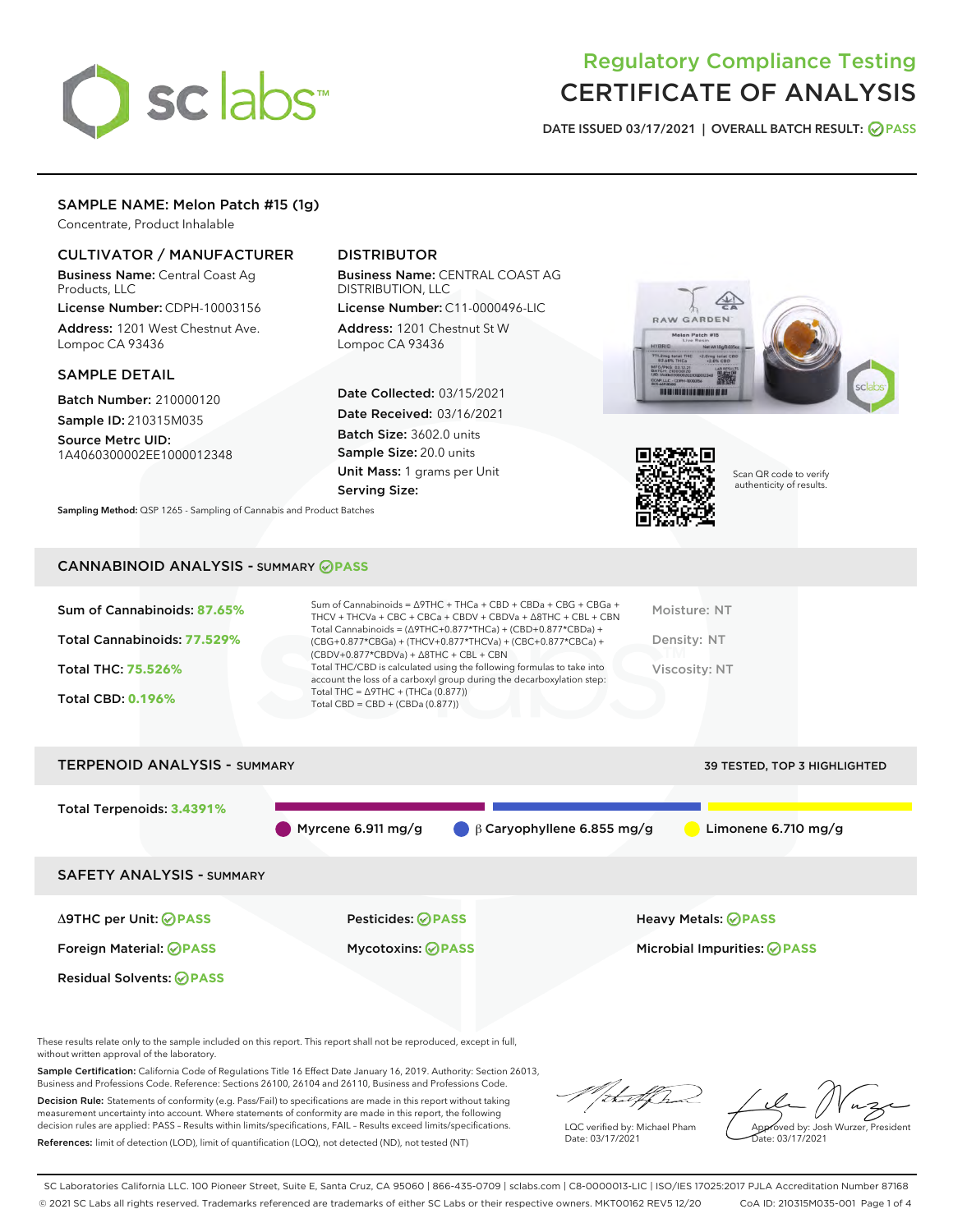# Regulatory Compliance Testing
# CERTIFICATE OF ANALYSIS

**DATE ISSUED 03/17/2021 | OVERALL BATCH RESULT: PASS**

## SAMPLE NAME: Melon Patch #15 (1g)

Concentrate, Product Inhalable

### CULTIVATOR / MANUFACTURER

**Business Name:** Central Coast Ag Products, LLC

**License Number:** CDPH-10003156

**Address:** 1201 West Chestnut Ave. Lompoc CA 93436

### DISTRIBUTOR

**Business Name:** CENTRAL COAST AG DISTRIBUTION, LLC

**License Number:** C11-0000496-LIC

**Address:** 1201 Chestnut St W Lompoc CA 93436

### SAMPLE DETAIL

**Batch Number:** 210000120

**Sample ID:** 210315M035

**Source Metrc UID:** 1A4060300002EE1000012348

**Date Collected:** 03/15/2021

**Date Received:** 03/16/2021

**Batch Size:** 3602.0 units

**Sample Size:** 20.0 units

**Unit Mass:** 1 grams per Unit

**Serving Size:**

**Sampling Method:** QSP 1265 - Sampling of Cannabis and Product Batches

Scan QR code to verify authenticity of results.

## CANNABINOID ANALYSIS - SUMMARY PASS

**Sum of Cannabinoids:** 87.65%

**Total Cannabinoids:** 77.529%

**Total THC:** 75.526%

**Total CBD:** 0.196%

Sum of Cannabinoids = Δ9THC + THCa + CBD + CBDa + CBG + CBGa + THCV + THCVa + CBC + CBCa + CBDV + CBDVa + Δ8THC + CBL + CBN

Total Cannabinoids = (Δ9THC+0.877*THCa) + (CBD+0.877*CBDa) + (CBG+0.877*CBGa) + (THCV+0.877*THCVa) + (CBC+0.877*CBCa) + (CBDV+0.877*CBDVa) + Δ8THC + CBL + CBN

Total THC/CBD is calculated using the following formulas to take into account the loss of a carboxyl group during the decarboxylation step:
Total THC = Δ9THC + (THCa (0.877))
Total CBD = CBD + (CBDa (0.877))

Moisture: NT

Density: NT

Viscosity: NT

## TERPENOID ANALYSIS - SUMMARY

39 TESTED, TOP 3 HIGHLIGHTED

**Total Terpenoids:** 3.4391%

Myrcene 6.911 mg/g | β Caryophyllene 6.855 mg/g | Limonene 6.710 mg/g

## SAFETY ANALYSIS - SUMMARY

| | | |
|---|---|---|
| Δ9THC per Unit: PASS | Pesticides: PASS | Heavy Metals: PASS |
| Foreign Material: PASS | Mycotoxins: PASS | Microbial Impurities: PASS |
| Residual Solvents: PASS | | |

These results relate only to the sample included on this report. This report shall not be reproduced, except in full, without written approval of the laboratory.

**Sample Certification:** California Code of Regulations Title 16 Effect Date January 16, 2019. Authority: Section 26013, Business and Professions Code. Reference: Sections 26100, 26104 and 26110, Business and Professions Code.

**Decision Rule:** Statements of conformity (e.g. Pass/Fail) to specifications are made in this report without taking measurement uncertainty into account. Where statements of conformity are made in this report, the following decision rules are applied: PASS – Results within limits/specifications, FAIL – Results exceed limits/specifications.

**References:** limit of detection (LOD), limit of quantification (LOQ), not detected (ND), not tested (NT)

LQC verified by: Michael Pham
Date: 03/17/2021

Approved by: Josh Wurzer, President
Date: 03/17/2021

SC Laboratories California LLC. 100 Pioneer Street, Suite E, Santa Cruz, CA 95060 | 866-435-0709 | sclabs.com | C8-0000013-LIC | ISO/IES 17025:2017 PJLA Accreditation Number 87168
© 2021 SC Labs all rights reserved. Trademarks referenced are trademarks of either SC Labs or their respective owners. MKT00162 REV5 12/20 CoA ID: 210315M035-001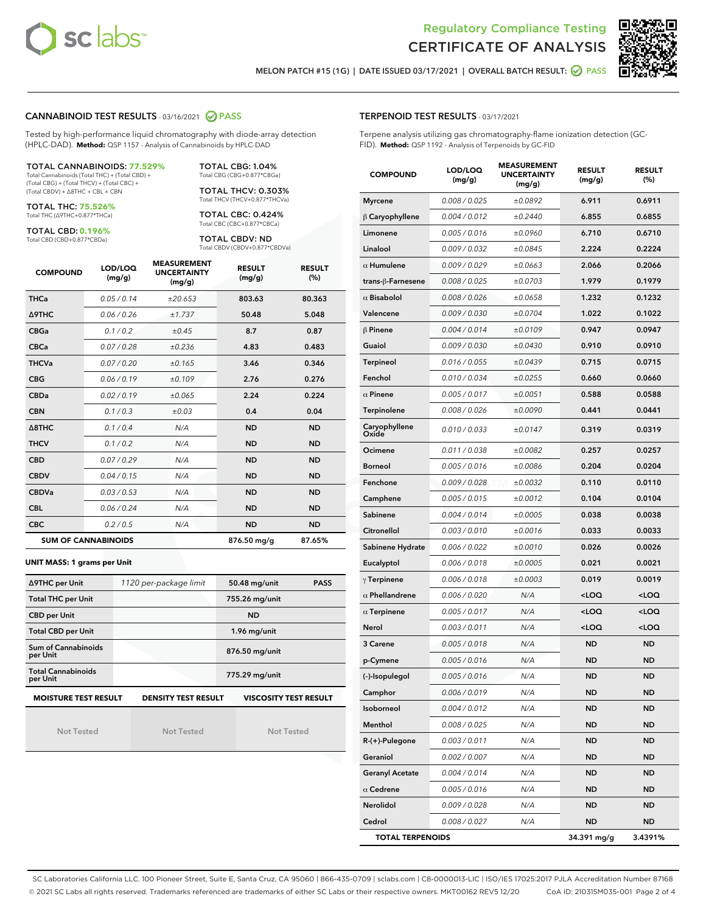Regulatory Compliance Testing
# CERTIFICATE OF ANALYSIS

MELON PATCH #15 (1G) | DATE ISSUED 03/17/2021 | OVERALL BATCH RESULT: PASS

## CANNABINOID TEST RESULTS - 03/16/2021 PASS

Tested by high-performance liquid chromatography with diode-array detection (HPLC-DAD). **Method:** QSP 1157 - Analysis of Cannabinoids by HPLC-DAD

**TOTAL CANNABINOIDS: 77.529%**
Total Cannabinoids (Total THC) + (Total CBD) + (Total CBG) + (Total THCV) + (Total CBC) + (Total CBDV) + Δ8THC + CBL + CBN

**TOTAL THC: 75.526%**
Total THC (Δ9THC+0.877*THCa)

**TOTAL CBD: 0.196%**
Total CBD (CBD+0.877*CBDa)

**TOTAL CBG: 1.04%**
Total CBG (CBG+0.877*CBGa)

**TOTAL THCV: 0.303%**
Total THCV (THCV+0.877*THCVa)

**TOTAL CBC: 0.424%**
Total CBC (CBC+0.877*CBCa)

**TOTAL CBDV: ND**
Total CBDV (CBDV+0.877*CBDVa)

| COMPOUND | LOD/LOQ (mg/g) | MEASUREMENT UNCERTAINTY (mg/g) | RESULT (mg/g) | RESULT (%) |
|---|---|---|---|---|
| THCa | 0.05 / 0.14 | ±20.653 | 803.63 | 80.363 |
| Δ9THC | 0.06 / 0.26 | ±1.737 | 50.48 | 5.048 |
| CBGa | 0.1 / 0.2 | ±0.45 | 8.7 | 0.87 |
| CBCa | 0.07 / 0.28 | ±0.236 | 4.83 | 0.483 |
| THCVa | 0.07 / 0.20 | ±0.165 | 3.46 | 0.346 |
| CBG | 0.06 / 0.19 | ±0.109 | 2.76 | 0.276 |
| CBDa | 0.02 / 0.19 | ±0.065 | 2.24 | 0.224 |
| CBN | 0.1 / 0.3 | ±0.03 | 0.4 | 0.04 |
| Δ8THC | 0.1 / 0.4 | N/A | ND | ND |
| THCV | 0.1 / 0.2 | N/A | ND | ND |
| CBD | 0.07 / 0.29 | N/A | ND | ND |
| CBDV | 0.04 / 0.15 | N/A | ND | ND |
| CBDVa | 0.03 / 0.53 | N/A | ND | ND |
| CBL | 0.06 / 0.24 | N/A | ND | ND |
| CBC | 0.2 / 0.5 | N/A | ND | ND |
| **SUM OF CANNABINOIDS** | | | **876.50 mg/g** | **87.65%** |

**UNIT MASS: 1 grams per Unit**

| | | | |
|---|---|---|---|
| Δ9THC per Unit | 1120 per-package limit | 50.48 mg/unit | PASS |
| Total THC per Unit | | 755.26 mg/unit | |
| CBD per Unit | | ND | |
| Total CBD per Unit | | 1.96 mg/unit | |
| Sum of Cannabinoids per Unit | | 876.50 mg/unit | |
| Total Cannabinoids per Unit | | 775.29 mg/unit | |

| MOISTURE TEST RESULT | DENSITY TEST RESULT | VISCOSITY TEST RESULT |
|---|---|---|
| Not Tested | Not Tested | Not Tested |

## TERPENOID TEST RESULTS - 03/17/2021

Terpene analysis utilizing gas chromatography-flame ionization detection (GC-FID). **Method:** QSP 1192 - Analysis of Terpenoids by GC-FID

| COMPOUND | LOD/LOQ (mg/g) | MEASUREMENT UNCERTAINTY (mg/g) | RESULT (mg/g) | RESULT (%) |
|---|---|---|---|---|
| Myrcene | 0.008 / 0.025 | ±0.0892 | 6.911 | 0.6911 |
| β Caryophyllene | 0.004 / 0.012 | ±0.2440 | 6.855 | 0.6855 |
| Limonene | 0.005 / 0.016 | ±0.0960 | 6.710 | 0.6710 |
| Linalool | 0.009 / 0.032 | ±0.0845 | 2.224 | 0.2224 |
| α Humulene | 0.009 / 0.029 | ±0.0663 | 2.066 | 0.2066 |
| trans-β-Farnesene | 0.008 / 0.025 | ±0.0703 | 1.979 | 0.1979 |
| α Bisabolol | 0.008 / 0.026 | ±0.0658 | 1.232 | 0.1232 |
| Valencene | 0.009 / 0.030 | ±0.0704 | 1.022 | 0.1022 |
| β Pinene | 0.004 / 0.014 | ±0.0109 | 0.947 | 0.0947 |
| Guaiol | 0.009 / 0.030 | ±0.0430 | 0.910 | 0.0910 |
| Terpineol | 0.016 / 0.055 | ±0.0439 | 0.715 | 0.0715 |
| Fenchol | 0.010 / 0.034 | ±0.0255 | 0.660 | 0.0660 |
| α Pinene | 0.005 / 0.017 | ±0.0051 | 0.588 | 0.0588 |
| Terpinolene | 0.008 / 0.026 | ±0.0090 | 0.441 | 0.0441 |
| Caryophyllene Oxide | 0.010 / 0.033 | ±0.0147 | 0.319 | 0.0319 |
| Ocimene | 0.011 / 0.038 | ±0.0082 | 0.257 | 0.0257 |
| Borneol | 0.005 / 0.016 | ±0.0086 | 0.204 | 0.0204 |
| Fenchone | 0.009 / 0.028 | ±0.0032 | 0.110 | 0.0110 |
| Camphene | 0.005 / 0.015 | ±0.0012 | 0.104 | 0.0104 |
| Sabinene | 0.004 / 0.014 | ±0.0005 | 0.038 | 0.0038 |
| Citronellol | 0.003 / 0.010 | ±0.0016 | 0.033 | 0.0033 |
| Sabinene Hydrate | 0.006 / 0.022 | ±0.0010 | 0.026 | 0.0026 |
| Eucalyptol | 0.006 / 0.018 | ±0.0005 | 0.021 | 0.0021 |
| γ Terpinene | 0.006 / 0.018 | ±0.0003 | 0.019 | 0.0019 |
| α Phellandrene | 0.006 / 0.020 | N/A | <LOQ | <LOQ |
| α Terpinene | 0.005 / 0.017 | N/A | <LOQ | <LOQ |
| Nerol | 0.003 / 0.011 | N/A | <LOQ | <LOQ |
| 3 Carene | 0.005 / 0.018 | N/A | ND | ND |
| p-Cymene | 0.005 / 0.016 | N/A | ND | ND |
| (-)-Isopulegol | 0.005 / 0.016 | N/A | ND | ND |
| Camphor | 0.006 / 0.019 | N/A | ND | ND |
| Isoborneol | 0.004 / 0.012 | N/A | ND | ND |
| Menthol | 0.008 / 0.025 | N/A | ND | ND |
| R-(+)-Pulegone | 0.003 / 0.011 | N/A | ND | ND |
| Geraniol | 0.002 / 0.007 | N/A | ND | ND |
| Geranyl Acetate | 0.004 / 0.014 | N/A | ND | ND |
| α Cedrene | 0.005 / 0.016 | N/A | ND | ND |
| Nerolidol | 0.009 / 0.028 | N/A | ND | ND |
| Cedrol | 0.008 / 0.027 | N/A | ND | ND |
| **TOTAL TERPENOIDS** | | | **34.391 mg/g** | **3.4391%** |

SC Laboratories California LLC. 100 Pioneer Street, Suite E, Santa Cruz, CA 95060 | 866-435-0709 | sclabs.com | C8-0000013-LIC | ISO/IES 17025:2017 PJLA Accreditation Number 87168
© 2021 SC Labs all rights reserved. Trademarks referenced are trademarks of either SC Labs or their respective owners. MKT00162 REV5 12/20 CoA ID: 210315M035-001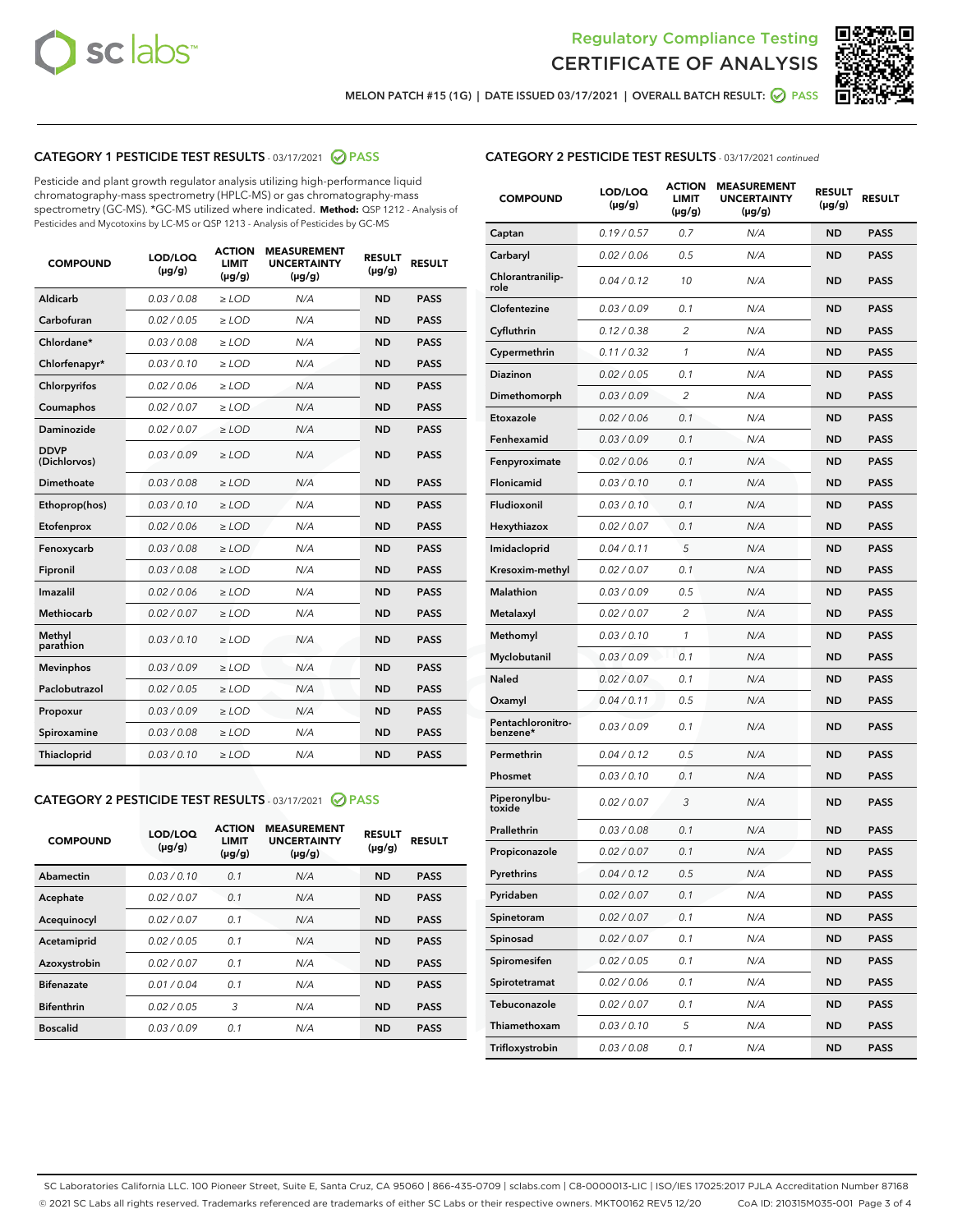Regulatory Compliance Testing
CERTIFICATE OF ANALYSIS

MELON PATCH #15 (1G) | DATE ISSUED 03/17/2021 | OVERALL BATCH RESULT: PASS

## CATEGORY 1 PESTICIDE TEST RESULTS - 03/17/2021 PASS

Pesticide and plant growth regulator analysis utilizing high-performance liquid chromatography-mass spectrometry (HPLC-MS) or gas chromatography-mass spectrometry (GC-MS). *GC-MS utilized where indicated. **Method:** QSP 1212 - Analysis of Pesticides and Mycotoxins by LC-MS or QSP 1213 - Analysis of Pesticides by GC-MS

| COMPOUND | LOD/LOQ (µg/g) | ACTION LIMIT (µg/g) | MEASUREMENT UNCERTAINTY (µg/g) | RESULT (µg/g) | RESULT |
|---|---|---|---|---|---|
| Aldicarb | 0.03 / 0.08 | ≥ LOD | N/A | ND | PASS |
| Carbofuran | 0.02 / 0.05 | ≥ LOD | N/A | ND | PASS |
| Chlordane* | 0.03 / 0.08 | ≥ LOD | N/A | ND | PASS |
| Chlorfenapyr* | 0.03 / 0.10 | ≥ LOD | N/A | ND | PASS |
| Chlorpyrifos | 0.02 / 0.06 | ≥ LOD | N/A | ND | PASS |
| Coumaphos | 0.02 / 0.07 | ≥ LOD | N/A | ND | PASS |
| Daminozide | 0.02 / 0.07 | ≥ LOD | N/A | ND | PASS |
| DDVP (Dichlorvos) | 0.03 / 0.09 | ≥ LOD | N/A | ND | PASS |
| Dimethoate | 0.03 / 0.08 | ≥ LOD | N/A | ND | PASS |
| Ethoprop(hos) | 0.03 / 0.10 | ≥ LOD | N/A | ND | PASS |
| Etofenprox | 0.02 / 0.06 | ≥ LOD | N/A | ND | PASS |
| Fenoxycarb | 0.03 / 0.08 | ≥ LOD | N/A | ND | PASS |
| Fipronil | 0.03 / 0.08 | ≥ LOD | N/A | ND | PASS |
| Imazalil | 0.02 / 0.06 | ≥ LOD | N/A | ND | PASS |
| Methiocarb | 0.02 / 0.07 | ≥ LOD | N/A | ND | PASS |
| Methyl parathion | 0.03 / 0.10 | ≥ LOD | N/A | ND | PASS |
| Mevinphos | 0.03 / 0.09 | ≥ LOD | N/A | ND | PASS |
| Paclobutrazol | 0.02 / 0.05 | ≥ LOD | N/A | ND | PASS |
| Propoxur | 0.03 / 0.09 | ≥ LOD | N/A | ND | PASS |
| Spiroxamine | 0.03 / 0.08 | ≥ LOD | N/A | ND | PASS |
| Thiacloprid | 0.03 / 0.10 | ≥ LOD | N/A | ND | PASS |

## CATEGORY 2 PESTICIDE TEST RESULTS - 03/17/2021 PASS

| COMPOUND | LOD/LOQ (µg/g) | ACTION LIMIT (µg/g) | MEASUREMENT UNCERTAINTY (µg/g) | RESULT (µg/g) | RESULT |
|---|---|---|---|---|---|
| Abamectin | 0.03 / 0.10 | 0.1 | N/A | ND | PASS |
| Acephate | 0.02 / 0.07 | 0.1 | N/A | ND | PASS |
| Acequinocyl | 0.02 / 0.07 | 0.1 | N/A | ND | PASS |
| Acetamiprid | 0.02 / 0.05 | 0.1 | N/A | ND | PASS |
| Azoxystrobin | 0.02 / 0.07 | 0.1 | N/A | ND | PASS |
| Bifenazate | 0.01 / 0.04 | 0.1 | N/A | ND | PASS |
| Bifenthrin | 0.02 / 0.05 | 3 | N/A | ND | PASS |
| Boscalid | 0.03 / 0.09 | 0.1 | N/A | ND | PASS |
| Captan | 0.19 / 0.57 | 0.7 | N/A | ND | PASS |
| Carbaryl | 0.02 / 0.06 | 0.5 | N/A | ND | PASS |
| Chlorantraniliprole | 0.04 / 0.12 | 10 | N/A | ND | PASS |
| Clofentezine | 0.03 / 0.09 | 0.1 | N/A | ND | PASS |
| Cyfluthrin | 0.12 / 0.38 | 2 | N/A | ND | PASS |
| Cypermethrin | 0.11 / 0.32 | 1 | N/A | ND | PASS |
| Diazinon | 0.02 / 0.05 | 0.1 | N/A | ND | PASS |
| Dimethomorph | 0.03 / 0.09 | 2 | N/A | ND | PASS |
| Etoxazole | 0.02 / 0.06 | 0.1 | N/A | ND | PASS |
| Fenhexamid | 0.03 / 0.09 | 0.1 | N/A | ND | PASS |
| Fenpyroximate | 0.02 / 0.06 | 0.1 | N/A | ND | PASS |
| Flonicamid | 0.03 / 0.10 | 0.1 | N/A | ND | PASS |
| Fludioxonil | 0.03 / 0.10 | 0.1 | N/A | ND | PASS |
| Hexythiazox | 0.02 / 0.07 | 0.1 | N/A | ND | PASS |
| Imidacloprid | 0.04 / 0.11 | 5 | N/A | ND | PASS |
| Kresoxim-methyl | 0.02 / 0.07 | 0.1 | N/A | ND | PASS |
| Malathion | 0.03 / 0.09 | 0.5 | N/A | ND | PASS |
| Metalaxyl | 0.02 / 0.07 | 2 | N/A | ND | PASS |
| Methomyl | 0.03 / 0.10 | 1 | N/A | ND | PASS |
| Myclobutanil | 0.03 / 0.09 | 0.1 | N/A | ND | PASS |
| Naled | 0.02 / 0.07 | 0.1 | N/A | ND | PASS |
| Oxamyl | 0.04 / 0.11 | 0.5 | N/A | ND | PASS |
| Pentachloronitrobenzene* | 0.03 / 0.09 | 0.1 | N/A | ND | PASS |
| Permethrin | 0.04 / 0.12 | 0.5 | N/A | ND | PASS |
| Phosmet | 0.03 / 0.10 | 0.1 | N/A | ND | PASS |
| Piperonylbutoxide | 0.02 / 0.07 | 3 | N/A | ND | PASS |
| Prallethrin | 0.03 / 0.08 | 0.1 | N/A | ND | PASS |
| Propiconazole | 0.02 / 0.07 | 0.1 | N/A | ND | PASS |
| Pyrethrins | 0.04 / 0.12 | 0.5 | N/A | ND | PASS |
| Pyridaben | 0.02 / 0.07 | 0.1 | N/A | ND | PASS |
| Spinetoram | 0.02 / 0.07 | 0.1 | N/A | ND | PASS |
| Spinosad | 0.02 / 0.07 | 0.1 | N/A | ND | PASS |
| Spiromesifen | 0.02 / 0.05 | 0.1 | N/A | ND | PASS |
| Spirotetramat | 0.02 / 0.06 | 0.1 | N/A | ND | PASS |
| Tebuconazole | 0.02 / 0.07 | 0.1 | N/A | ND | PASS |
| Thiamethoxam | 0.03 / 0.10 | 5 | N/A | ND | PASS |
| Trifloxystrobin | 0.03 / 0.08 | 0.1 | N/A | ND | PASS |

SC Laboratories California LLC. 100 Pioneer Street, Suite E, Santa Cruz, CA 95060 | 866-435-0709 | sclabs.com | C8-0000013-LIC | ISO/IES 17025:2017 PJLA Accreditation Number 87168
© 2021 SC Labs all rights reserved. Trademarks referenced are trademarks of either SC Labs or their respective owners. MKT00162 REV5 12/20 CoA ID: 210315M035-001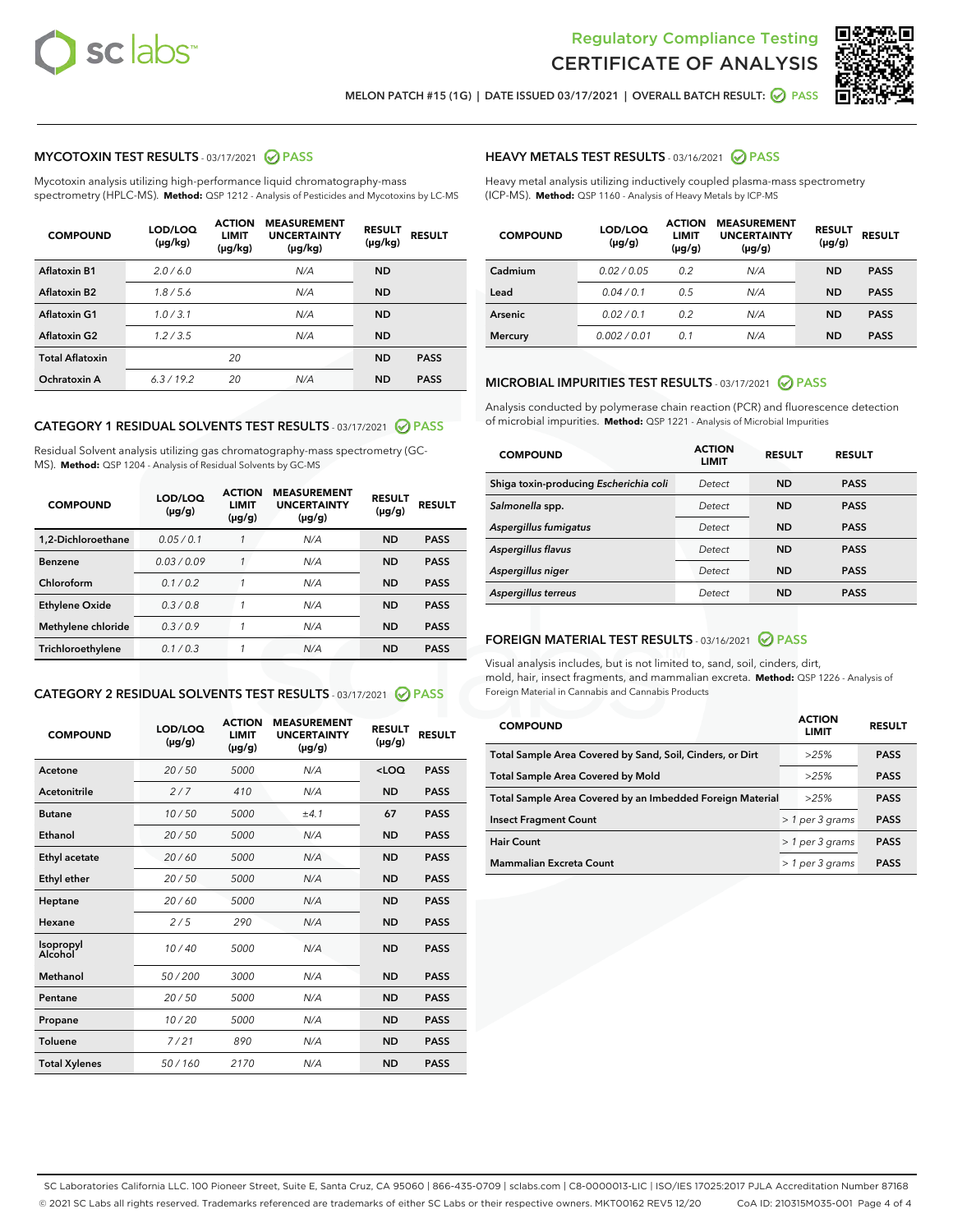Regulatory Compliance Testing
CERTIFICATE OF ANALYSIS

MELON PATCH #15 (1G) | DATE ISSUED 03/17/2021 | OVERALL BATCH RESULT: PASS

## MYCOTOXIN TEST RESULTS - 03/17/2021 PASS

Mycotoxin analysis utilizing high-performance liquid chromatography-mass spectrometry (HPLC-MS). **Method:** QSP 1212 - Analysis of Pesticides and Mycotoxins by LC-MS

| COMPOUND | LOD/LOQ (µg/kg) | ACTION LIMIT (µg/kg) | MEASUREMENT UNCERTAINTY (µg/kg) | RESULT (µg/kg) | RESULT |
|---|---|---|---|---|---|
| Aflatoxin B1 | 2.0 / 6.0 | | N/A | ND | |
| Aflatoxin B2 | 1.8 / 5.6 | | N/A | ND | |
| Aflatoxin G1 | 1.0 / 3.1 | | N/A | ND | |
| Aflatoxin G2 | 1.2 / 3.5 | | N/A | ND | |
| Total Aflatoxin | | 20 | | ND | PASS |
| Ochratoxin A | 6.3 / 19.2 | 20 | N/A | ND | PASS |

## CATEGORY 1 RESIDUAL SOLVENTS TEST RESULTS - 03/17/2021 PASS

Residual Solvent analysis utilizing gas chromatography-mass spectrometry (GC-MS). **Method:** QSP 1204 - Analysis of Residual Solvents by GC-MS

| COMPOUND | LOD/LOQ (µg/g) | ACTION LIMIT (µg/g) | MEASUREMENT UNCERTAINTY (µg/g) | RESULT (µg/g) | RESULT |
|---|---|---|---|---|---|
| 1,2-Dichloroethane | 0.05 / 0.1 | 1 | N/A | ND | PASS |
| Benzene | 0.03 / 0.09 | 1 | N/A | ND | PASS |
| Chloroform | 0.1 / 0.2 | 1 | N/A | ND | PASS |
| Ethylene Oxide | 0.3 / 0.8 | 1 | N/A | ND | PASS |
| Methylene chloride | 0.3 / 0.9 | 1 | N/A | ND | PASS |
| Trichloroethylene | 0.1 / 0.3 | 1 | N/A | ND | PASS |

## CATEGORY 2 RESIDUAL SOLVENTS TEST RESULTS - 03/17/2021 PASS

| COMPOUND | LOD/LOQ (µg/g) | ACTION LIMIT (µg/g) | MEASUREMENT UNCERTAINTY (µg/g) | RESULT (µg/g) | RESULT |
|---|---|---|---|---|---|
| Acetone | 20 / 50 | 5000 | N/A | <LOQ | PASS |
| Acetonitrile | 2 / 7 | 410 | N/A | ND | PASS |
| Butane | 10 / 50 | 5000 | ±4.1 | 67 | PASS |
| Ethanol | 20 / 50 | 5000 | N/A | ND | PASS |
| Ethyl acetate | 20 / 60 | 5000 | N/A | ND | PASS |
| Ethyl ether | 20 / 50 | 5000 | N/A | ND | PASS |
| Heptane | 20 / 60 | 5000 | N/A | ND | PASS |
| Hexane | 2 / 5 | 290 | N/A | ND | PASS |
| Isopropyl Alcohol | 10 / 40 | 5000 | N/A | ND | PASS |
| Methanol | 50 / 200 | 3000 | N/A | ND | PASS |
| Pentane | 20 / 50 | 5000 | N/A | ND | PASS |
| Propane | 10 / 20 | 5000 | N/A | ND | PASS |
| Toluene | 7 / 21 | 890 | N/A | ND | PASS |
| Total Xylenes | 50 / 160 | 2170 | N/A | ND | PASS |

## HEAVY METALS TEST RESULTS - 03/16/2021 PASS

Heavy metal analysis utilizing inductively coupled plasma-mass spectrometry (ICP-MS). **Method:** QSP 1160 - Analysis of Heavy Metals by ICP-MS

| COMPOUND | LOD/LOQ (µg/g) | ACTION LIMIT (µg/g) | MEASUREMENT UNCERTAINTY (µg/g) | RESULT (µg/g) | RESULT |
|---|---|---|---|---|---|
| Cadmium | 0.02 / 0.05 | 0.2 | N/A | ND | PASS |
| Lead | 0.04 / 0.1 | 0.5 | N/A | ND | PASS |
| Arsenic | 0.02 / 0.1 | 0.2 | N/A | ND | PASS |
| Mercury | 0.002 / 0.01 | 0.1 | N/A | ND | PASS |

## MICROBIAL IMPURITIES TEST RESULTS - 03/17/2021 PASS

Analysis conducted by polymerase chain reaction (PCR) and fluorescence detection of microbial impurities. **Method:** QSP 1221 - Analysis of Microbial Impurities

| COMPOUND | ACTION LIMIT | RESULT | RESULT |
|---|---|---|---|
| Shiga toxin-producing *Escherichia coli* | Detect | ND | PASS |
| *Salmonella* spp. | Detect | ND | PASS |
| *Aspergillus fumigatus* | Detect | ND | PASS |
| *Aspergillus flavus* | Detect | ND | PASS |
| *Aspergillus niger* | Detect | ND | PASS |
| *Aspergillus terreus* | Detect | ND | PASS |

## FOREIGN MATERIAL TEST RESULTS - 03/16/2021 PASS

Visual analysis includes, but is not limited to, sand, soil, cinders, dirt, mold, hair, insect fragments, and mammalian excreta. **Method:** QSP 1226 - Analysis of Foreign Material in Cannabis and Cannabis Products

| COMPOUND | ACTION LIMIT | RESULT |
|---|---|---|
| Total Sample Area Covered by Sand, Soil, Cinders, or Dirt | >25% | PASS |
| Total Sample Area Covered by Mold | >25% | PASS |
| Total Sample Area Covered by an Imbedded Foreign Material | >25% | PASS |
| Insect Fragment Count | > 1 per 3 grams | PASS |
| Hair Count | > 1 per 3 grams | PASS |
| Mammalian Excreta Count | > 1 per 3 grams | PASS |

SC Laboratories California LLC. 100 Pioneer Street, Suite E, Santa Cruz, CA 95060 | 866-435-0709 | sclabs.com | C8-0000013-LIC | ISO/IES 17025:2017 PJLA Accreditation Number 87168
© 2021 SC Labs all rights reserved. Trademarks referenced are trademarks of either SC Labs or their respective owners. MKT00162 REV5 12/20 CoA ID: 210315M035-001